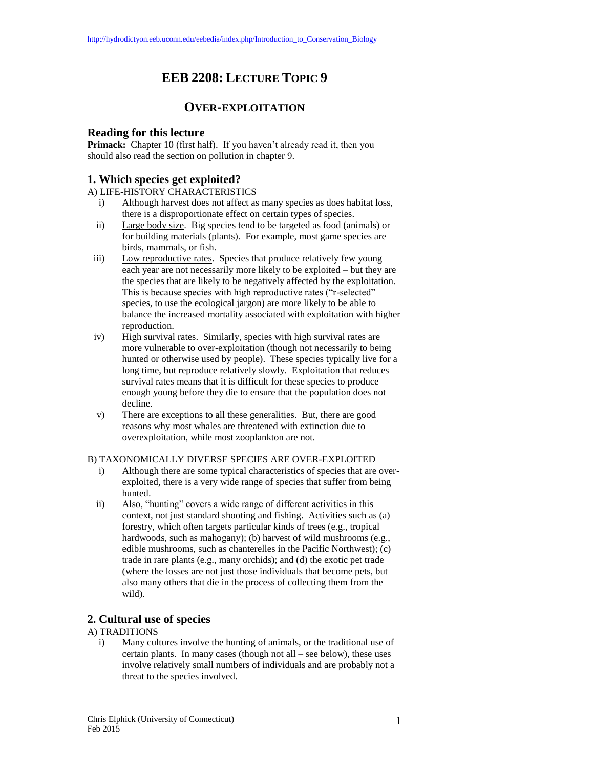# EEB 2208: LECTURE TOPIC 9

## OVER-EXPLOITATION

### Reading for this lecture

**Primack:** Chapter 10 (first half). If you haven't already read it, then you should also read the section on pollution in chapter 9.

### 1. Which species get exploited?

A) LIFE-HISTORY CHARACTERISTICS

i) Although harvest does not affect as many species as does habitat loss, there is a disproportionate effect on certain types of species.

ii) Large body size. Big species tend to be targeted as food (animals) or for building materials (plants). For example, most game species are birds, mammals, or fish.

iii) Low reproductive rates. Species that produce relatively few young each year are not necessarily more likely to be exploited – but they are the species that are likely to be negatively affected by the exploitation. This is because species with high reproductive rates ("r-selected" species, to use the ecological jargon) are more likely to be able to balance the increased mortality associated with exploitation with higher reproduction.

iv) High survival rates. Similarly, species with high survival rates are more vulnerable to over-exploitation (though not necessarily to being hunted or otherwise used by people). These species typically live for a long time, but reproduce relatively slowly. Exploitation that reduces survival rates means that it is difficult for these species to produce enough young before they die to ensure that the population does not decline.

v) There are exceptions to all these generalities. But, there are good reasons why most whales are threatened with extinction due to overexploitation, while most zooplankton are not.

B) TAXONOMICALLY DIVERSE SPECIES ARE OVER-EXPLOITED

i) Although there are some typical characteristics of species that are over-exploited, there is a very wide range of species that suffer from being hunted.

ii) Also, "hunting" covers a wide range of different activities in this context, not just standard shooting and fishing. Activities such as (a) forestry, which often targets particular kinds of trees (e.g., tropical hardwoods, such as mahogany); (b) harvest of wild mushrooms (e.g., edible mushrooms, such as chanterelles in the Pacific Northwest); (c) trade in rare plants (e.g., many orchids); and (d) the exotic pet trade (where the losses are not just those individuals that become pets, but also many others that die in the process of collecting them from the wild).

### 2. Cultural use of species

A) TRADITIONS

i) Many cultures involve the hunting of animals, or the traditional use of certain plants. In many cases (though not all – see below), these uses involve relatively small numbers of individuals and are probably not a threat to the species involved.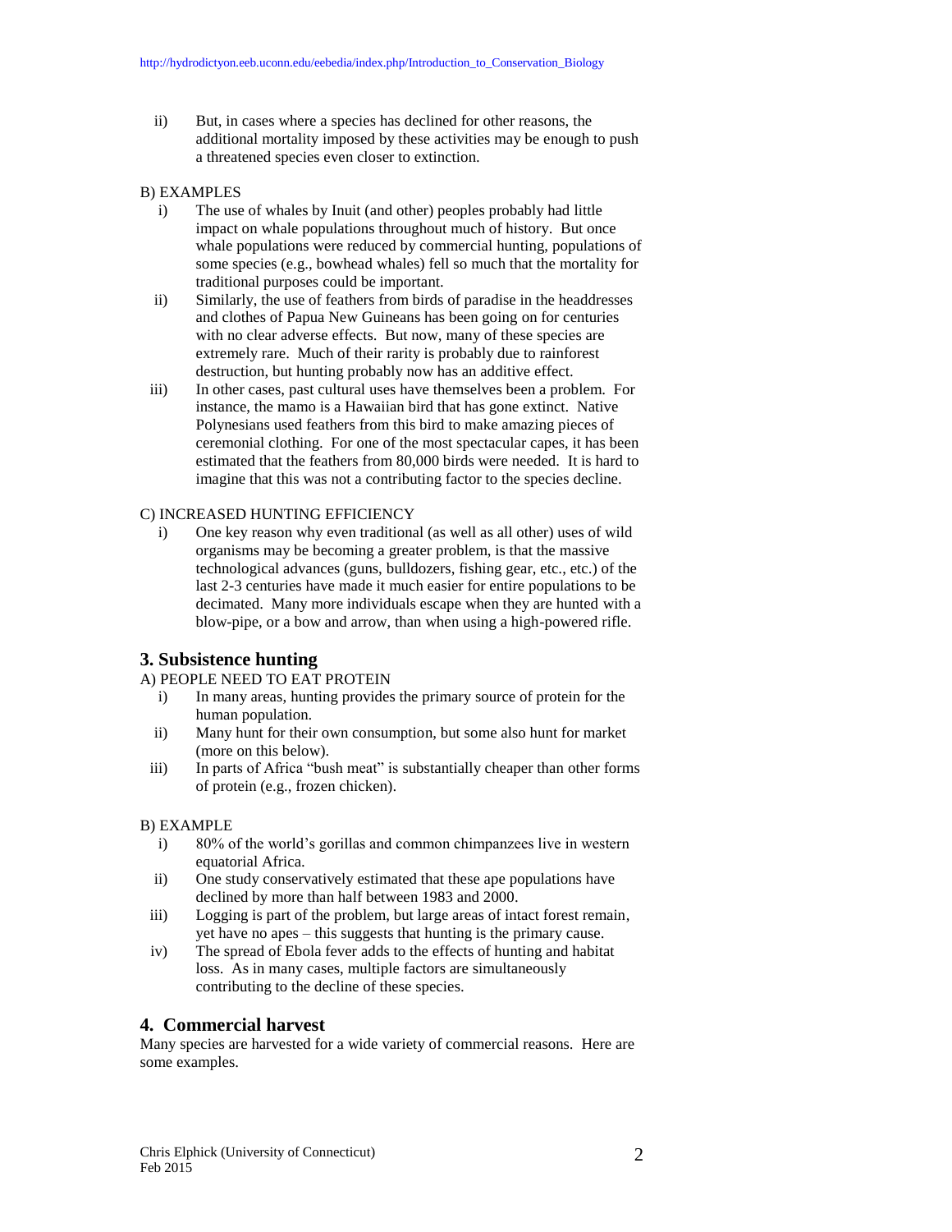ii) But, in cases where a species has declined for other reasons, the additional mortality imposed by these activities may be enough to push a threatened species even closer to extinction.

B) EXAMPLES

i) The use of whales by Inuit (and other) peoples probably had little impact on whale populations throughout much of history. But once whale populations were reduced by commercial hunting, populations of some species (e.g., bowhead whales) fell so much that the mortality for traditional purposes could be important.

ii) Similarly, the use of feathers from birds of paradise in the headdresses and clothes of Papua New Guineans has been going on for centuries with no clear adverse effects. But now, many of these species are extremely rare. Much of their rarity is probably due to rainforest destruction, but hunting probably now has an additive effect.

iii) In other cases, past cultural uses have themselves been a problem. For instance, the mamo is a Hawaiian bird that has gone extinct. Native Polynesians used feathers from this bird to make amazing pieces of ceremonial clothing. For one of the most spectacular capes, it has been estimated that the feathers from 80,000 birds were needed. It is hard to imagine that this was not a contributing factor to the species decline.

C) INCREASED HUNTING EFFICIENCY

i) One key reason why even traditional (as well as all other) uses of wild organisms may be becoming a greater problem, is that the massive technological advances (guns, bulldozers, fishing gear, etc., etc.) of the last 2-3 centuries have made it much easier for entire populations to be decimated. Many more individuals escape when they are hunted with a blow-pipe, or a bow and arrow, than when using a high-powered rifle.

## 3. Subsistence hunting

A) PEOPLE NEED TO EAT PROTEIN

i) In many areas, hunting provides the primary source of protein for the human population.

ii) Many hunt for their own consumption, but some also hunt for market (more on this below).

iii) In parts of Africa "bush meat" is substantially cheaper than other forms of protein (e.g., frozen chicken).

B) EXAMPLE

i) 80% of the world's gorillas and common chimpanzees live in western equatorial Africa.

ii) One study conservatively estimated that these ape populations have declined by more than half between 1983 and 2000.

iii) Logging is part of the problem, but large areas of intact forest remain, yet have no apes – this suggests that hunting is the primary cause.

iv) The spread of Ebola fever adds to the effects of hunting and habitat loss. As in many cases, multiple factors are simultaneously contributing to the decline of these species.

## 4. Commercial harvest

Many species are harvested for a wide variety of commercial reasons. Here are some examples.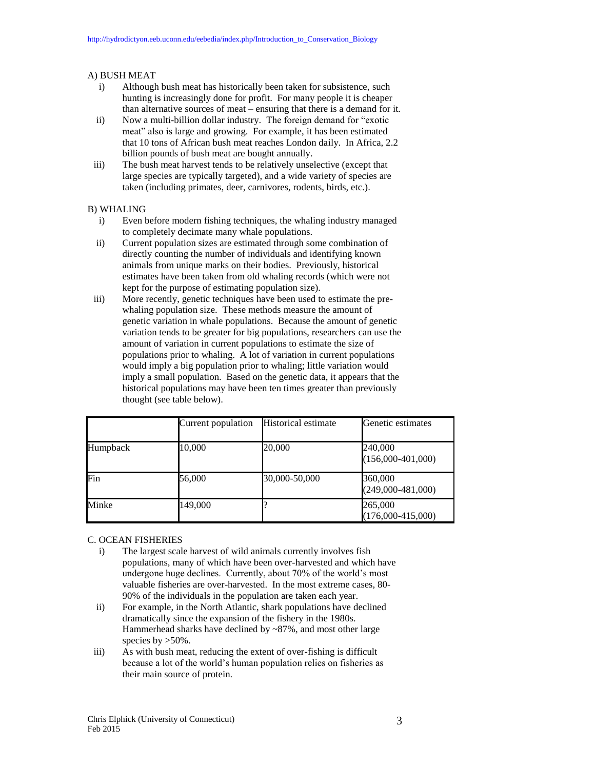A) BUSH MEAT

i) Although bush meat has historically been taken for subsistence, such hunting is increasingly done for profit. For many people it is cheaper than alternative sources of meat – ensuring that there is a demand for it.

ii) Now a multi-billion dollar industry. The foreign demand for "exotic meat" also is large and growing. For example, it has been estimated that 10 tons of African bush meat reaches London daily. In Africa, 2.2 billion pounds of bush meat are bought annually.

iii) The bush meat harvest tends to be relatively unselective (except that large species are typically targeted), and a wide variety of species are taken (including primates, deer, carnivores, rodents, birds, etc.).

B) WHALING

i) Even before modern fishing techniques, the whaling industry managed to completely decimate many whale populations.

ii) Current population sizes are estimated through some combination of directly counting the number of individuals and identifying known animals from unique marks on their bodies. Previously, historical estimates have been taken from old whaling records (which were not kept for the purpose of estimating population size).

iii) More recently, genetic techniques have been used to estimate the pre-whaling population size. These methods measure the amount of genetic variation in whale populations. Because the amount of genetic variation tends to be greater for big populations, researchers can use the amount of variation in current populations to estimate the size of populations prior to whaling. A lot of variation in current populations would imply a big population prior to whaling; little variation would imply a small population. Based on the genetic data, it appears that the historical populations may have been ten times greater than previously thought (see table below).

| | Current population | Historical estimate | Genetic estimates |
|---|---|---|---|
| Humpback | 10,000 | 20,000 | 240,000 (156,000-401,000) |
| Fin | 56,000 | 30,000-50,000 | 360,000 (249,000-481,000) |
| Minke | 149,000 | ? | 265,000 (176,000-415,000) |

C. OCEAN FISHERIES

i) The largest scale harvest of wild animals currently involves fish populations, many of which have been over-harvested and which have undergone huge declines. Currently, about 70% of the world's most valuable fisheries are over-harvested. In the most extreme cases, 80-90% of the individuals in the population are taken each year.

ii) For example, in the North Atlantic, shark populations have declined dramatically since the expansion of the fishery in the 1980s. Hammerhead sharks have declined by ~87%, and most other large species by >50%.

iii) As with bush meat, reducing the extent of over-fishing is difficult because a lot of the world's human population relies on fisheries as their main source of protein.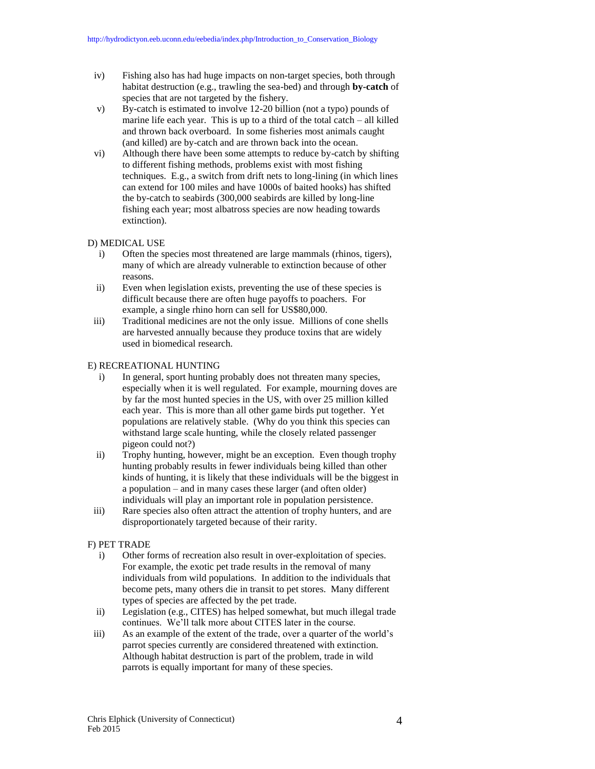iv) Fishing also has had huge impacts on non-target species, both through habitat destruction (e.g., trawling the sea-bed) and through **by-catch** of species that are not targeted by the fishery.

v) By-catch is estimated to involve 12-20 billion (not a typo) pounds of marine life each year. This is up to a third of the total catch – all killed and thrown back overboard. In some fisheries most animals caught (and killed) are by-catch and are thrown back into the ocean.

vi) Although there have been some attempts to reduce by-catch by shifting to different fishing methods, problems exist with most fishing techniques. E.g., a switch from drift nets to long-lining (in which lines can extend for 100 miles and have 1000s of baited hooks) has shifted the by-catch to seabirds (300,000 seabirds are killed by long-line fishing each year; most albatross species are now heading towards extinction).

D) MEDICAL USE

i) Often the species most threatened are large mammals (rhinos, tigers), many of which are already vulnerable to extinction because of other reasons.

ii) Even when legislation exists, preventing the use of these species is difficult because there are often huge payoffs to poachers. For example, a single rhino horn can sell for US$80,000.

iii) Traditional medicines are not the only issue. Millions of cone shells are harvested annually because they produce toxins that are widely used in biomedical research.

E) RECREATIONAL HUNTING

i) In general, sport hunting probably does not threaten many species, especially when it is well regulated. For example, mourning doves are by far the most hunted species in the US, with over 25 million killed each year. This is more than all other game birds put together. Yet populations are relatively stable. (Why do you think this species can withstand large scale hunting, while the closely related passenger pigeon could not?)

ii) Trophy hunting, however, might be an exception. Even though trophy hunting probably results in fewer individuals being killed than other kinds of hunting, it is likely that these individuals will be the biggest in a population – and in many cases these larger (and often older) individuals will play an important role in population persistence.

iii) Rare species also often attract the attention of trophy hunters, and are disproportionately targeted because of their rarity.

F) PET TRADE

i) Other forms of recreation also result in over-exploitation of species. For example, the exotic pet trade results in the removal of many individuals from wild populations. In addition to the individuals that become pets, many others die in transit to pet stores. Many different types of species are affected by the pet trade.

ii) Legislation (e.g., CITES) has helped somewhat, but much illegal trade continues. We'll talk more about CITES later in the course.

iii) As an example of the extent of the trade, over a quarter of the world's parrot species currently are considered threatened with extinction. Although habitat destruction is part of the problem, trade in wild parrots is equally important for many of these species.